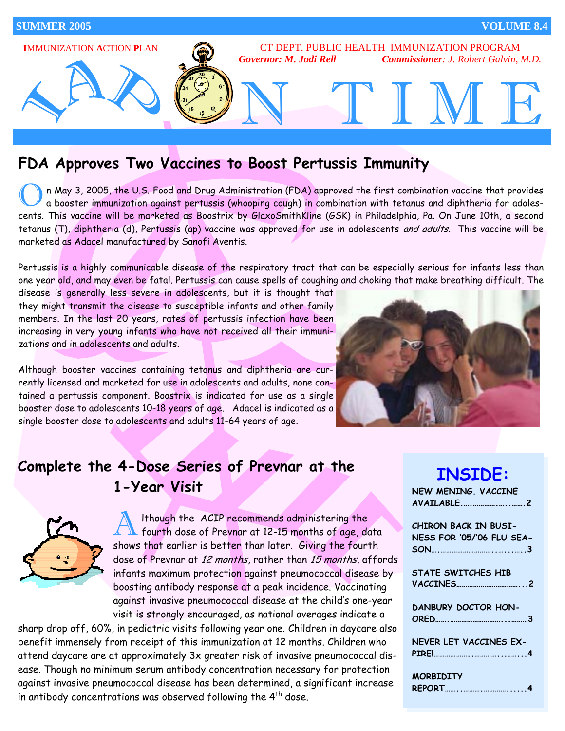SUMMER 2005 VOLUME 8.4

IMMUNIZATION ACTION PLAN

CT DEPT. PUBLIC HEALTH IMMUNIZATION PROGRAM

*Governor: M. Jodi Rell* *Commissioner: J. Robert Galvin, M.D.*

# IAP ON TIME

## FDA Approves Two Vaccines to Boost Pertussis Immunity

On May 3, 2005, the U.S. Food and Drug Administration (FDA) approved the first combination vaccine that provides a booster immunization against pertussis (whooping cough) in combination with tetanus and diphtheria for adolescents. This vaccine will be marketed as Boostrix by GlaxoSmithKline (GSK) in Philadelphia, Pa. On June 10th, a second tetanus (T), diphtheria (d), Pertussis (ap) vaccine was approved for use in adolescents *and adults*. This vaccine will be marketed as Adacel manufactured by Sanofi Aventis.

Pertussis is a highly communicable disease of the respiratory tract that can be especially serious for infants less than one year old, and may even be fatal. Pertussis can cause spells of coughing and choking that make breathing difficult. The disease is generally less severe in adolescents, but it is thought that they might transmit the disease to susceptible infants and other family members. In the last 20 years, rates of pertussis infection have been increasing in very young infants who have not received all their immunizations and in adolescents and adults.

Although booster vaccines containing tetanus and diphtheria are currently licensed and marketed for use in adolescents and adults, none contained a pertussis component. Boostrix is indicated for use as a single booster dose to adolescents 10-18 years of age. Adacel is indicated as a single booster dose to adolescents and adults 11-64 years of age.

## Complete the 4-Dose Series of Prevnar at the 1-Year Visit

Although the ACIP recommends administering the fourth dose of Prevnar at 12-15 months of age, data shows that earlier is better than later. Giving the fourth dose of Prevnar at *12 months*, rather than *15 months*, affords infants maximum protection against pneumococcal disease by boosting antibody response at a peak incidence. Vaccinating against invasive pneumococcal disease at the child's one-year visit is strongly encouraged, as national averages indicate a sharp drop off, 60%, in pediatric visits following year one. Children in daycare also benefit immensely from receipt of this immunization at 12 months. Children who attend daycare are at approximately 3x greater risk of invasive pneumococcal disease. Though no minimum serum antibody concentration necessary for protection against invasive pneumococcal disease has been determined, a significant increase in antibody concentrations was observed following the 4th dose.

### INSIDE:

- NEW MENING. VACCINE AVAILABLE.....2
- CHIRON BACK IN BUSINESS FOR '05/'06 FLU SEASON.....3
- STATE SWITCHES HIB VACCINES.....2
- DANBURY DOCTOR HONORED.....3
- NEVER LET VACCINES EXPIRE!.....4
- MORBIDITY REPORT.....4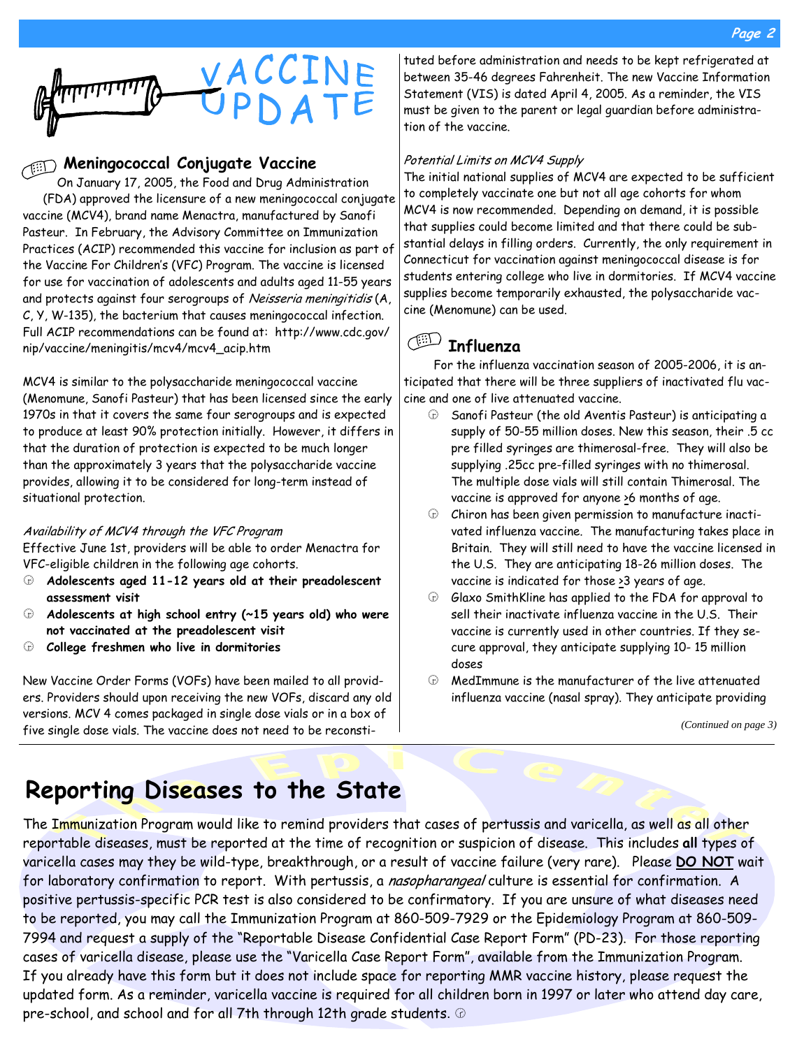# VACCINE UPDATE

## Meningococcal Conjugate Vaccine

On January 17, 2005, the Food and Drug Administration (FDA) approved the licensure of a new meningococcal conjugate vaccine (MCV4), brand name Menactra, manufactured by Sanofi Pasteur. In February, the Advisory Committee on Immunization Practices (ACIP) recommended this vaccine for inclusion as part of the Vaccine For Children's (VFC) Program. The vaccine is licensed for use for vaccination of adolescents and adults aged 11-55 years and protects against four serogroups of *Neisseria meningitidis* (A, C, Y, W-135), the bacterium that causes meningococcal infection. Full ACIP recommendations can be found at: http://www.cdc.gov/nip/vaccine/meningitis/mcv4/mcv4_acip.htm

MCV4 is similar to the polysaccharide meningococcal vaccine (Menomune, Sanofi Pasteur) that has been licensed since the early 1970s in that it covers the same four serogroups and is expected to produce at least 90% protection initially. However, it differs in that the duration of protection is expected to be much longer than the approximately 3 years that the polysaccharide vaccine provides, allowing it to be considered for long-term instead of situational protection.

*Availability of MCV4 through the VFC Program*

Effective June 1st, providers will be able to order Menactra for VFC-eligible children in the following age cohorts.

- **Adolescents aged 11-12 years old at their preadolescent assessment visit**
- **Adolescents at high school entry (~15 years old) who were not vaccinated at the preadolescent visit**
- **College freshmen who live in dormitories**

New Vaccine Order Forms (VOFs) have been mailed to all providers. Providers should upon receiving the new VOFs, discard any old versions. MCV 4 comes packaged in single dose vials or in a box of five single dose vials. The vaccine does not need to be reconstituted before administration and needs to be kept refrigerated at between 35-46 degrees Fahrenheit. The new Vaccine Information Statement (VIS) is dated April 4, 2005. As a reminder, the VIS must be given to the parent or legal guardian before administration of the vaccine.

*Potential Limits on MCV4 Supply*

The initial national supplies of MCV4 are expected to be sufficient to completely vaccinate one but not all age cohorts for whom MCV4 is now recommended. Depending on demand, it is possible that supplies could become limited and that there could be substantial delays in filling orders. Currently, the only requirement in Connecticut for vaccination against meningococcal disease is for students entering college who live in dormitories. If MCV4 vaccine supplies become temporarily exhausted, the polysaccharide vaccine (Menomune) can be used.

## Influenza

For the influenza vaccination season of 2005-2006, it is anticipated that there will be three suppliers of inactivated flu vaccine and one of live attenuated vaccine.

- Sanofi Pasteur (the old Aventis Pasteur) is anticipating a supply of 50-55 million doses. New this season, their .5 cc pre filled syringes are thimerosal-free. They will also be supplying .25cc pre-filled syringes with no thimerosal. The multiple dose vials will still contain Thimerosal. The vaccine is approved for anyone ≥6 months of age.
- Chiron has been given permission to manufacture inactivated influenza vaccine. The manufacturing takes place in Britain. They will still need to have the vaccine licensed in the U.S. They are anticipating 18-26 million doses. The vaccine is indicated for those ≥3 years of age.
- Glaxo SmithKline has applied to the FDA for approval to sell their inactivate influenza vaccine in the U.S. Their vaccine is currently used in other countries. If they secure approval, they anticipate supplying 10- 15 million doses
- MedImmune is the manufacturer of the live attenuated influenza vaccine (nasal spray). They anticipate providing

*(Continued on page 3)*

# Reporting Diseases to the State

The Immunization Program would like to remind providers that cases of pertussis and varicella, as well as all other reportable diseases, must be reported at the time of recognition or suspicion of disease. This includes **all** types of varicella cases may they be wild-type, breakthrough, or a result of vaccine failure (very rare). Please **DO NOT** wait for laboratory confirmation to report. With pertussis, a *nasopharangeal* culture is essential for confirmation. A positive pertussis-specific PCR test is also considered to be confirmatory. If you are unsure of what diseases need to be reported, you may call the Immunization Program at 860-509-7929 or the Epidemiology Program at 860-509-7994 and request a supply of the "Reportable Disease Confidential Case Report Form" (PD-23). For those reporting cases of varicella disease, please use the "Varicella Case Report Form", available from the Immunization Program. If you already have this form but it does not include space for reporting MMR vaccine history, please request the updated form. As a reminder, varicella vaccine is required for all children born in 1997 or later who attend day care, pre-school, and school and for all 7th through 12th grade students.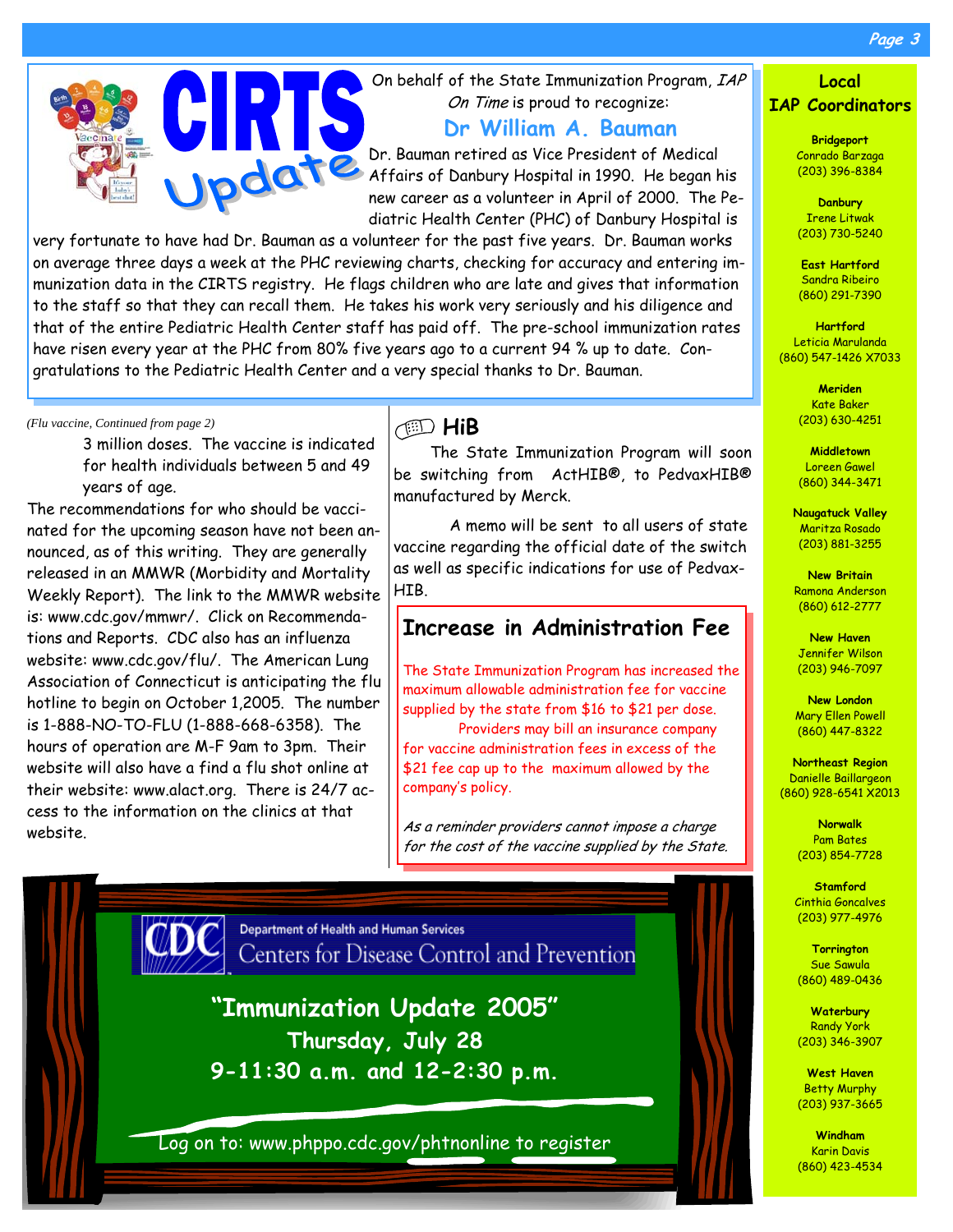# CIRTS Update

On behalf of the State Immunization Program, *IAP On Time* is proud to recognize:

## Dr William A. Bauman

Dr. Bauman retired as Vice President of Medical Affairs of Danbury Hospital in 1990. He began his new career as a volunteer in April of 2000. The Pediatric Health Center (PHC) of Danbury Hospital is very fortunate to have had Dr. Bauman as a volunteer for the past five years. Dr. Bauman works on average three days a week at the PHC reviewing charts, checking for accuracy and entering immunization data in the CIRTS registry. He flags children who are late and gives that information to the staff so that they can recall them. He takes his work very seriously and his diligence and that of the entire Pediatric Health Center staff has paid off. The pre-school immunization rates have risen every year at the PHC from 80% five years ago to a current 94 % up to date. Congratulations to the Pediatric Health Center and a very special thanks to Dr. Bauman.

*(Flu vaccine, Continued from page 2)*

3 million doses. The vaccine is indicated for health individuals between 5 and 49 years of age.

The recommendations for who should be vaccinated for the upcoming season have not been announced, as of this writing. They are generally released in an MMWR (Morbidity and Mortality Weekly Report). The link to the MMWR website is: www.cdc.gov/mmwr/. Click on Recommendations and Reports. CDC also has an influenza website: www.cdc.gov/flu/. The American Lung Association of Connecticut is anticipating the flu hotline to begin on October 1,2005. The number is 1-888-NO-TO-FLU (1-888-668-6358). The hours of operation are M-F 9am to 3pm. Their website will also have a find a flu shot online at their website: www.alact.org. There is 24/7 access to the information on the clinics at that website.

## HiB

The State Immunization Program will soon be switching from ActHIB®, to PedvaxHIB® manufactured by Merck.

A memo will be sent to all users of state vaccine regarding the official date of the switch as well as specific indications for use of PedvaxHIB.

## Increase in Administration Fee

The State Immunization Program has increased the maximum allowable administration fee for vaccine supplied by the state from $16 to $21 per dose. Providers may bill an insurance company for vaccine administration fees in excess of the $21 fee cap up to the maximum allowed by the company's policy.

*As a reminder providers cannot impose a charge for the cost of the vaccine supplied by the State.*

Department of Health and Human Services
Centers for Disease Control and Prevention

**"Immunization Update 2005"**
**Thursday, July 28**
**9-11:30 a.m. and 12-2:30 p.m.**

Log on to: www.phppo.cdc.gov/phtnonline to register

## Local IAP Coordinators

**Bridgeport**
Conrado Barzaga
(203) 396-8384

**Danbury**
Irene Litwak
(203) 730-5240

**East Hartford**
Sandra Ribeiro
(860) 291-7390

**Hartford**
Leticia Marulanda
(860) 547-1426 X7033

**Meriden**
Kate Baker
(203) 630-4251

**Middletown**
Loreen Gawel
(860) 344-3471

**Naugatuck Valley**
Maritza Rosado
(203) 881-3255

**New Britain**
Ramona Anderson
(860) 612-2777

**New Haven**
Jennifer Wilson
(203) 946-7097

**New London**
Mary Ellen Powell
(860) 447-8322

**Northeast Region**
Danielle Baillargeon
(860) 928-6541 X2013

**Norwalk**
Pam Bates
(203) 854-7728

**Stamford**
Cinthia Goncalves
(203) 977-4976

**Torrington**
Sue Sawula
(860) 489-0436

**Waterbury**
Randy York
(203) 346-3907

**West Haven**
Betty Murphy
(203) 937-3665

**Windham**
Karin Davis
(860) 423-4534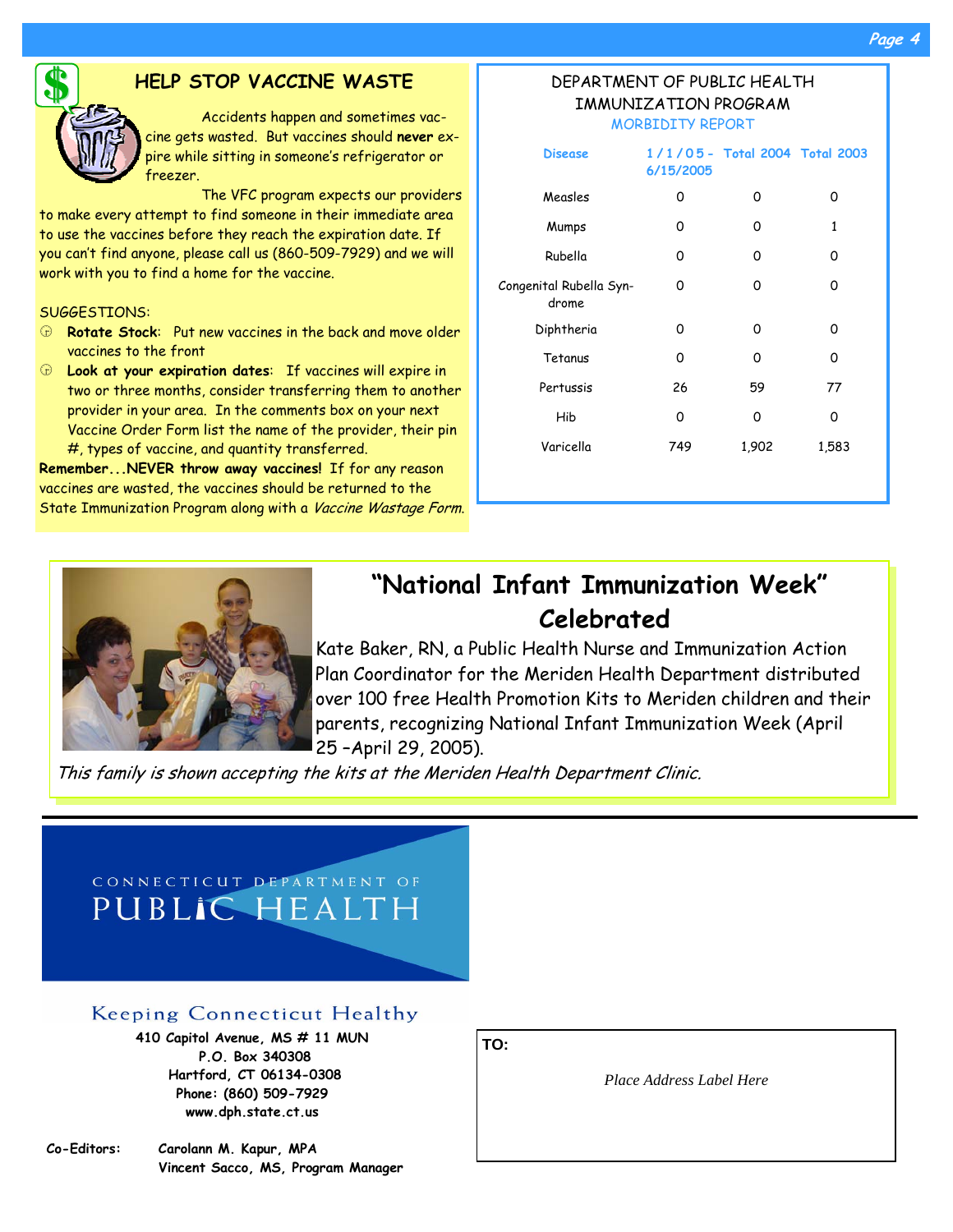## HELP STOP VACCINE WASTE

Accidents happen and sometimes vaccine gets wasted. But vaccines should **never** expire while sitting in someone's refrigerator or freezer.

The VFC program expects our providers to make every attempt to find someone in their immediate area to use the vaccines before they reach the expiration date. If you can't find anyone, please call us (860-509-7929) and we will work with you to find a home for the vaccine.

SUGGESTIONS:

- **Rotate Stock**: Put new vaccines in the back and move older vaccines to the front
- **Look at your expiration dates**: If vaccines will expire in two or three months, consider transferring them to another provider in your area. In the comments box on your next Vaccine Order Form list the name of the provider, their pin #, types of vaccine, and quantity transferred.

**Remember...NEVER throw away vaccines!** If for any reason vaccines are wasted, the vaccines should be returned to the State Immunization Program along with a *Vaccine Wastage Form.*

## DEPARTMENT OF PUBLIC HEALTH IMMUNIZATION PROGRAM

MORBIDITY REPORT

| Disease | 1/1/05 - 6/15/2005 | Total 2004 | Total 2003 |
|---|---|---|---|
| Measles | 0 | 0 | 0 |
| Mumps | 0 | 0 | 1 |
| Rubella | 0 | 0 | 0 |
| Congenital Rubella Syndrome | 0 | 0 | 0 |
| Diphtheria | 0 | 0 | 0 |
| Tetanus | 0 | 0 | 0 |
| Pertussis | 26 | 59 | 77 |
| Hib | 0 | 0 | 0 |
| Varicella | 749 | 1,902 | 1,583 |

## "National Infant Immunization Week" Celebrated

Kate Baker, RN, a Public Health Nurse and Immunization Action Plan Coordinator for the Meriden Health Department distributed over 100 free Health Promotion Kits to Meriden children and their parents, recognizing National Infant Immunization Week (April 25 –April 29, 2005).

*This family is shown accepting the kits at the Meriden Health Department Clinic.*

CONNECTICUT DEPARTMENT OF PUBLIC HEALTH

Keeping Connecticut Healthy

**410 Capitol Avenue, MS # 11 MUN**
**P.O. Box 340308**
**Hartford, CT 06134-0308**
**Phone: (860) 509-7929**
**www.dph.state.ct.us**

**Co-Editors:** **Carolann M. Kapur, MPA**
**Vincent Sacco, MS, Program Manager**

**TO:**

*Place Address Label Here*